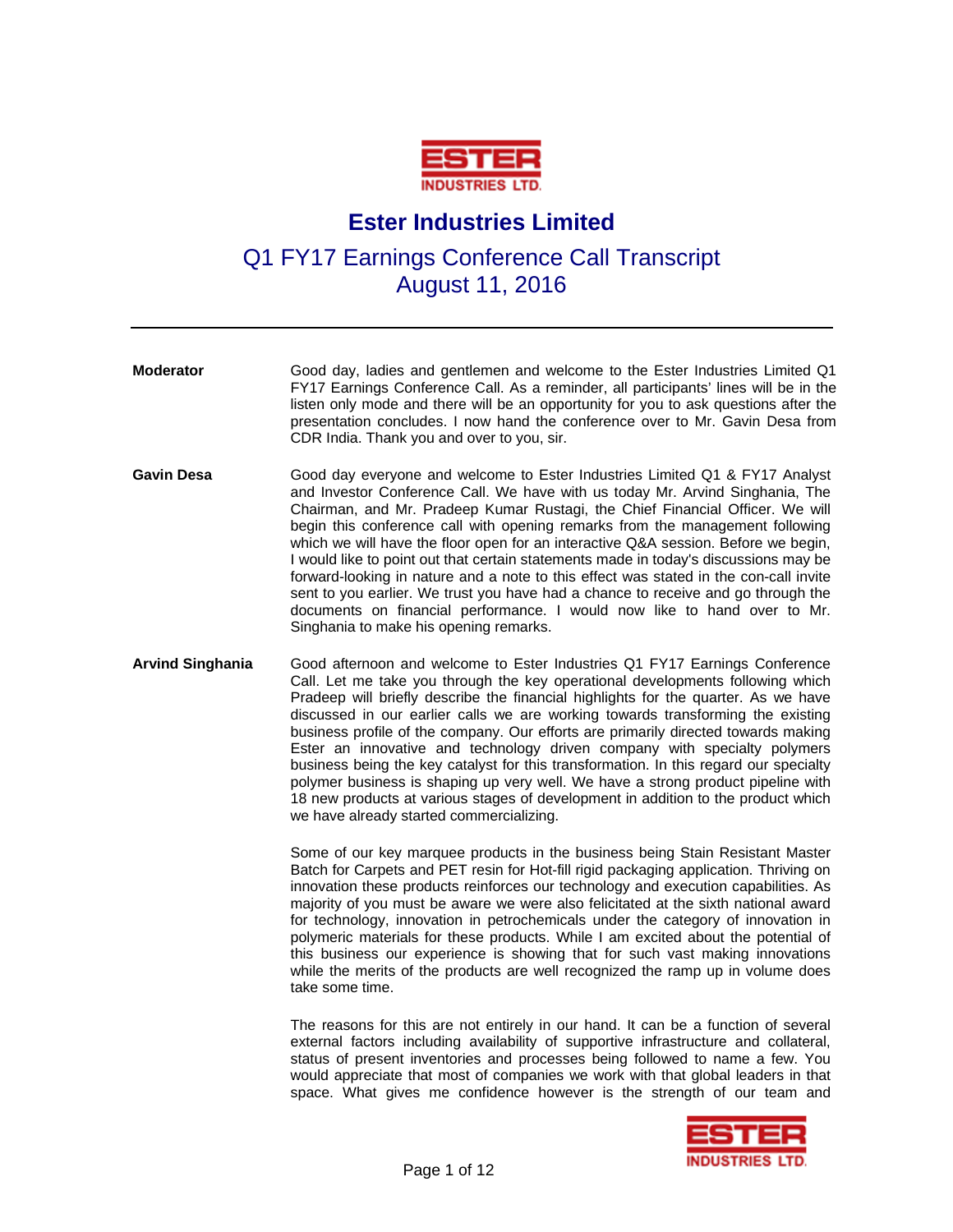# Ester Industries Limited

## Q1 FY17 Earnings Conference Call Transcript
## August 11, 2016

---

**Moderator** Good day, ladies and gentlemen and welcome to the Ester Industries Limited Q1 FY17 Earnings Conference Call. As a reminder, all participants' lines will be in the listen only mode and there will be an opportunity for you to ask questions after the presentation concludes. I now hand the conference over to Mr. Gavin Desa from CDR India. Thank you and over to you, sir.

**Gavin Desa** Good day everyone and welcome to Ester Industries Limited Q1 & FY17 Analyst and Investor Conference Call. We have with us today Mr. Arvind Singhania, The Chairman, and Mr. Pradeep Kumar Rustagi, the Chief Financial Officer. We will begin this conference call with opening remarks from the management following which we will have the floor open for an interactive Q&A session. Before we begin, I would like to point out that certain statements made in today's discussions may be forward-looking in nature and a note to this effect was stated in the con-call invite sent to you earlier. We trust you have had a chance to receive and go through the documents on financial performance. I would now like to hand over to Mr. Singhania to make his opening remarks.

**Arvind Singhania** Good afternoon and welcome to Ester Industries Q1 FY17 Earnings Conference Call. Let me take you through the key operational developments following which Pradeep will briefly describe the financial highlights for the quarter. As we have discussed in our earlier calls we are working towards transforming the existing business profile of the company. Our efforts are primarily directed towards making Ester an innovative and technology driven company with specialty polymers business being the key catalyst for this transformation. In this regard our specialty polymer business is shaping up very well. We have a strong product pipeline with 18 new products at various stages of development in addition to the product which we have already started commercializing.

Some of our key marquee products in the business being Stain Resistant Master Batch for Carpets and PET resin for Hot-fill rigid packaging application. Thriving on innovation these products reinforces our technology and execution capabilities. As majority of you must be aware we were also felicitated at the sixth national award for technology, innovation in petrochemicals under the category of innovation in polymeric materials for these products. While I am excited about the potential of this business our experience is showing that for such vast making innovations while the merits of the products are well recognized the ramp up in volume does take some time.

The reasons for this are not entirely in our hand. It can be a function of several external factors including availability of supportive infrastructure and collateral, status of present inventories and processes being followed to name a few. You would appreciate that most of companies we work with that global leaders in that space. What gives me confidence however is the strength of our team and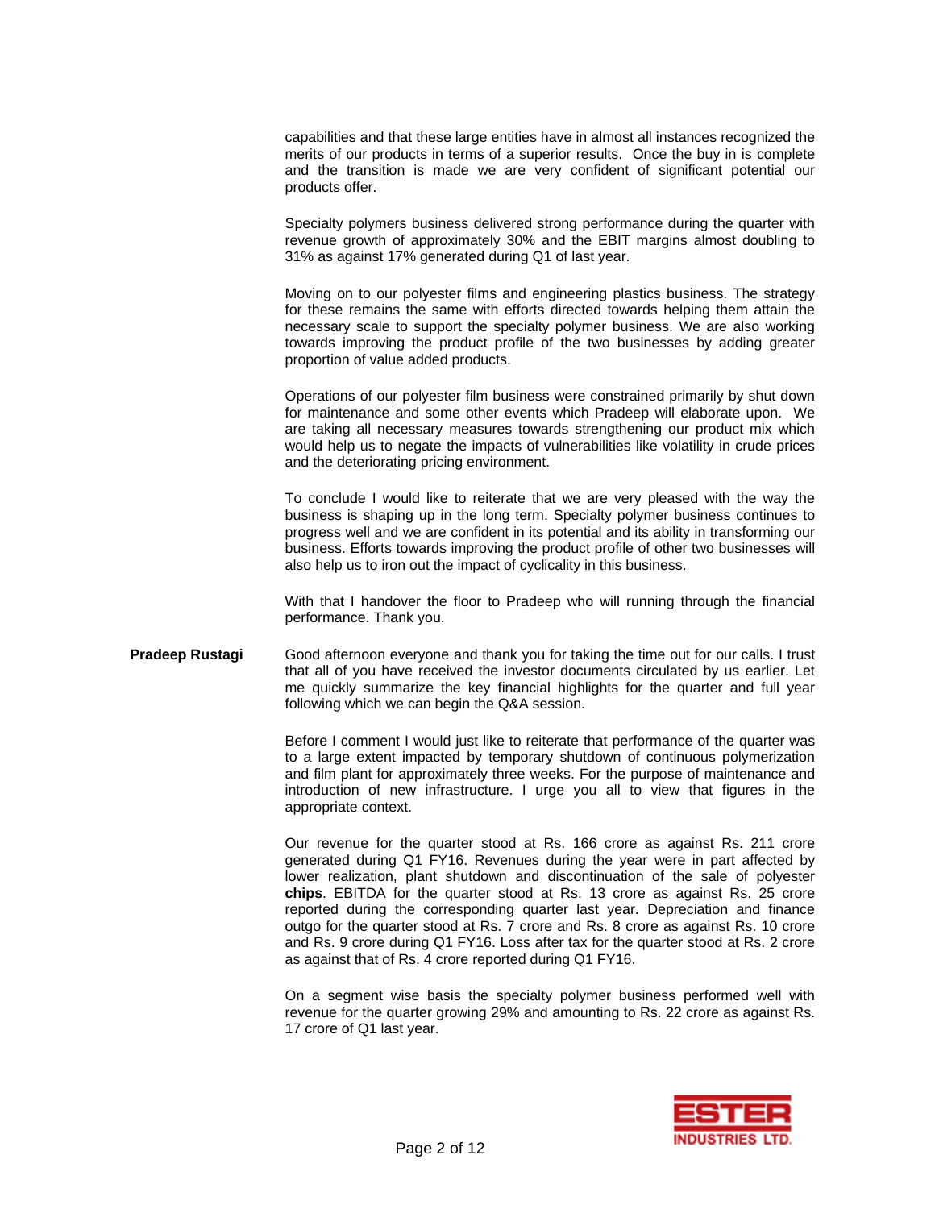capabilities and that these large entities have in almost all instances recognized the merits of our products in terms of a superior results. Once the buy in is complete and the transition is made we are very confident of significant potential our products offer.

Specialty polymers business delivered strong performance during the quarter with revenue growth of approximately 30% and the EBIT margins almost doubling to 31% as against 17% generated during Q1 of last year.

Moving on to our polyester films and engineering plastics business. The strategy for these remains the same with efforts directed towards helping them attain the necessary scale to support the specialty polymer business. We are also working towards improving the product profile of the two businesses by adding greater proportion of value added products.

Operations of our polyester film business were constrained primarily by shut down for maintenance and some other events which Pradeep will elaborate upon. We are taking all necessary measures towards strengthening our product mix which would help us to negate the impacts of vulnerabilities like volatility in crude prices and the deteriorating pricing environment.

To conclude I would like to reiterate that we are very pleased with the way the business is shaping up in the long term. Specialty polymer business continues to progress well and we are confident in its potential and its ability in transforming our business. Efforts towards improving the product profile of other two businesses will also help us to iron out the impact of cyclicality in this business.

With that I handover the floor to Pradeep who will running through the financial performance. Thank you.

**Pradeep Rustagi** Good afternoon everyone and thank you for taking the time out for our calls. I trust that all of you have received the investor documents circulated by us earlier. Let me quickly summarize the key financial highlights for the quarter and full year following which we can begin the Q&A session.

Before I comment I would just like to reiterate that performance of the quarter was to a large extent impacted by temporary shutdown of continuous polymerization and film plant for approximately three weeks. For the purpose of maintenance and introduction of new infrastructure. I urge you all to view that figures in the appropriate context.

Our revenue for the quarter stood at Rs. 166 crore as against Rs. 211 crore generated during Q1 FY16. Revenues during the year were in part affected by lower realization, plant shutdown and discontinuation of the sale of polyester **chips**. EBITDA for the quarter stood at Rs. 13 crore as against Rs. 25 crore reported during the corresponding quarter last year. Depreciation and finance outgo for the quarter stood at Rs. 7 crore and Rs. 8 crore as against Rs. 10 crore and Rs. 9 crore during Q1 FY16. Loss after tax for the quarter stood at Rs. 2 crore as against that of Rs. 4 crore reported during Q1 FY16.

On a segment wise basis the specialty polymer business performed well with revenue for the quarter growing 29% and amounting to Rs. 22 crore as against Rs. 17 crore of Q1 last year.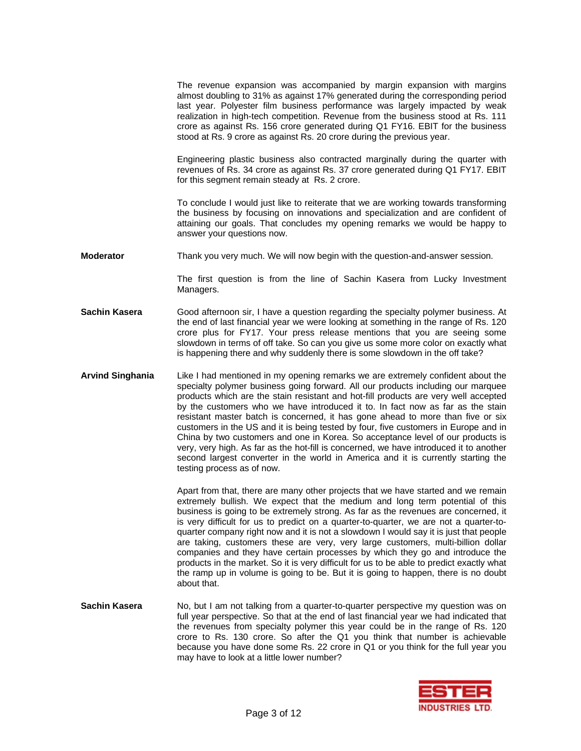The revenue expansion was accompanied by margin expansion with margins almost doubling to 31% as against 17% generated during the corresponding period last year. Polyester film business performance was largely impacted by weak realization in high-tech competition. Revenue from the business stood at Rs. 111 crore as against Rs. 156 crore generated during Q1 FY16. EBIT for the business stood at Rs. 9 crore as against Rs. 20 crore during the previous year.

Engineering plastic business also contracted marginally during the quarter with revenues of Rs. 34 crore as against Rs. 37 crore generated during Q1 FY17. EBIT for this segment remain steady at Rs. 2 crore.

To conclude I would just like to reiterate that we are working towards transforming the business by focusing on innovations and specialization and are confident of attaining our goals. That concludes my opening remarks we would be happy to answer your questions now.

**Moderator** Thank you very much. We will now begin with the question-and-answer session.

The first question is from the line of Sachin Kasera from Lucky Investment Managers.

**Sachin Kasera** Good afternoon sir, I have a question regarding the specialty polymer business. At the end of last financial year we were looking at something in the range of Rs. 120 crore plus for FY17. Your press release mentions that you are seeing some slowdown in terms of off take. So can you give us some more color on exactly what is happening there and why suddenly there is some slowdown in the off take?

**Arvind Singhania** Like I had mentioned in my opening remarks we are extremely confident about the specialty polymer business going forward. All our products including our marquee products which are the stain resistant and hot-fill products are very well accepted by the customers who we have introduced it to. In fact now as far as the stain resistant master batch is concerned, it has gone ahead to more than five or six customers in the US and it is being tested by four, five customers in Europe and in China by two customers and one in Korea. So acceptance level of our products is very, very high. As far as the hot-fill is concerned, we have introduced it to another second largest converter in the world in America and it is currently starting the testing process as of now.

Apart from that, there are many other projects that we have started and we remain extremely bullish. We expect that the medium and long term potential of this business is going to be extremely strong. As far as the revenues are concerned, it is very difficult for us to predict on a quarter-to-quarter, we are not a quarter-to-quarter company right now and it is not a slowdown I would say it is just that people are taking, customers these are very, very large customers, multi-billion dollar companies and they have certain processes by which they go and introduce the products in the market. So it is very difficult for us to be able to predict exactly what the ramp up in volume is going to be. But it is going to happen, there is no doubt about that.

**Sachin Kasera** No, but I am not talking from a quarter-to-quarter perspective my question was on full year perspective. So that at the end of last financial year we had indicated that the revenues from specialty polymer this year could be in the range of Rs. 120 crore to Rs. 130 crore. So after the Q1 you think that number is achievable because you have done some Rs. 22 crore in Q1 or you think for the full year you may have to look at a little lower number?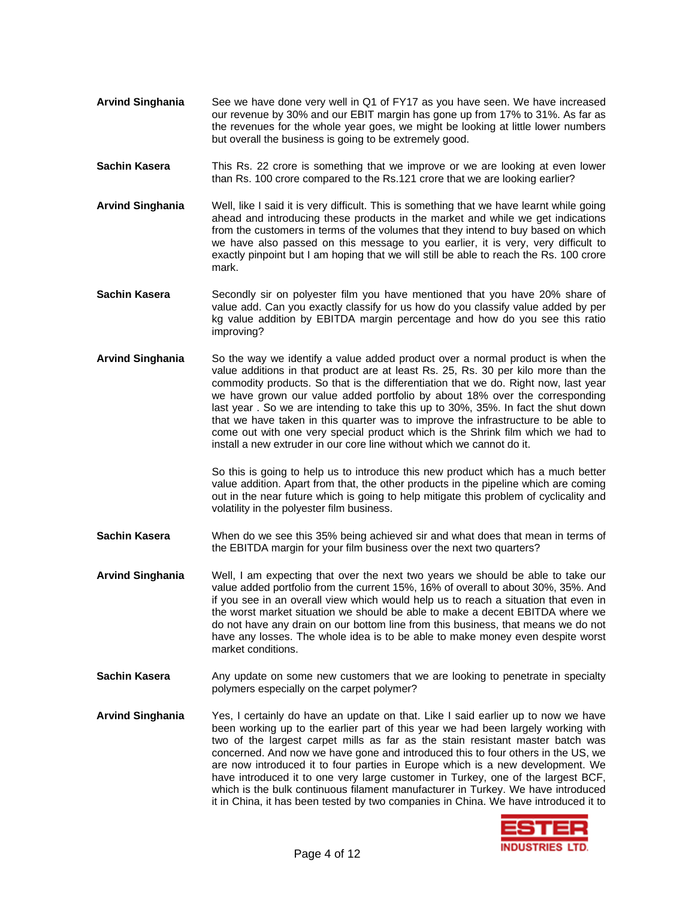**Arvind Singhania** See we have done very well in Q1 of FY17 as you have seen. We have increased our revenue by 30% and our EBIT margin has gone up from 17% to 31%. As far as the revenues for the whole year goes, we might be looking at little lower numbers but overall the business is going to be extremely good.

**Sachin Kasera** This Rs. 22 crore is something that we improve or we are looking at even lower than Rs. 100 crore compared to the Rs.121 crore that we are looking earlier?

**Arvind Singhania** Well, like I said it is very difficult. This is something that we have learnt while going ahead and introducing these products in the market and while we get indications from the customers in terms of the volumes that they intend to buy based on which we have also passed on this message to you earlier, it is very, very difficult to exactly pinpoint but I am hoping that we will still be able to reach the Rs. 100 crore mark.

**Sachin Kasera** Secondly sir on polyester film you have mentioned that you have 20% share of value add. Can you exactly classify for us how do you classify value added by per kg value addition by EBITDA margin percentage and how do you see this ratio improving?

**Arvind Singhania** So the way we identify a value added product over a normal product is when the value additions in that product are at least Rs. 25, Rs. 30 per kilo more than the commodity products. So that is the differentiation that we do. Right now, last year we have grown our value added portfolio by about 18% over the corresponding last year . So we are intending to take this up to 30%, 35%. In fact the shut down that we have taken in this quarter was to improve the infrastructure to be able to come out with one very special product which is the Shrink film which we had to install a new extruder in our core line without which we cannot do it.

So this is going to help us to introduce this new product which has a much better value addition. Apart from that, the other products in the pipeline which are coming out in the near future which is going to help mitigate this problem of cyclicality and volatility in the polyester film business.

**Sachin Kasera** When do we see this 35% being achieved sir and what does that mean in terms of the EBITDA margin for your film business over the next two quarters?

**Arvind Singhania** Well, I am expecting that over the next two years we should be able to take our value added portfolio from the current 15%, 16% of overall to about 30%, 35%. And if you see in an overall view which would help us to reach a situation that even in the worst market situation we should be able to make a decent EBITDA where we do not have any drain on our bottom line from this business, that means we do not have any losses. The whole idea is to be able to make money even despite worst market conditions.

**Sachin Kasera** Any update on some new customers that we are looking to penetrate in specialty polymers especially on the carpet polymer?

**Arvind Singhania** Yes, I certainly do have an update on that. Like I said earlier up to now we have been working up to the earlier part of this year we had been largely working with two of the largest carpet mills as far as the stain resistant master batch was concerned. And now we have gone and introduced this to four others in the US, we are now introduced it to four parties in Europe which is a new development. We have introduced it to one very large customer in Turkey, one of the largest BCF, which is the bulk continuous filament manufacturer in Turkey. We have introduced it in China, it has been tested by two companies in China. We have introduced it to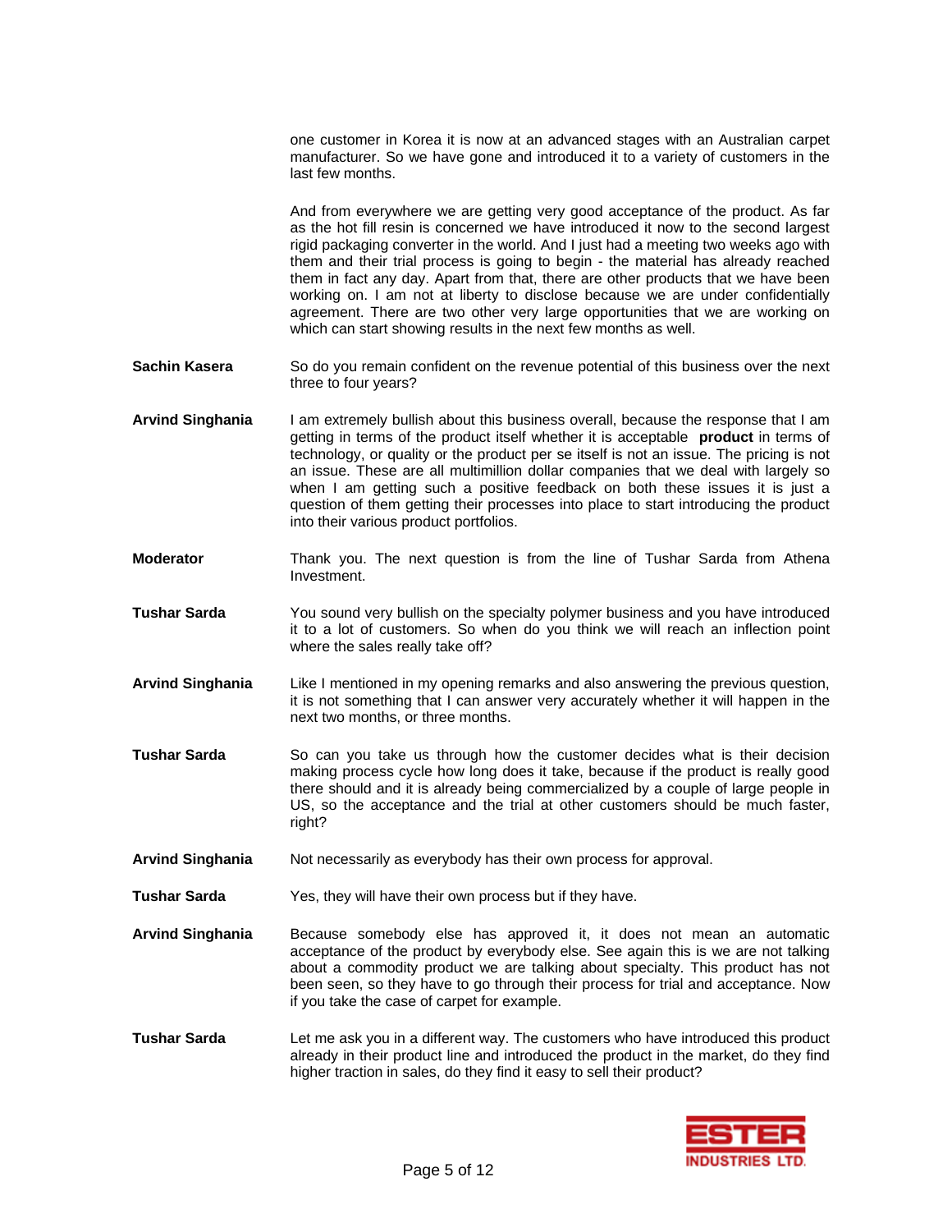one customer in Korea it is now at an advanced stages with an Australian carpet manufacturer. So we have gone and introduced it to a variety of customers in the last few months.

And from everywhere we are getting very good acceptance of the product. As far as the hot fill resin is concerned we have introduced it now to the second largest rigid packaging converter in the world. And I just had a meeting two weeks ago with them and their trial process is going to begin - the material has already reached them in fact any day. Apart from that, there are other products that we have been working on. I am not at liberty to disclose because we are under confidentially agreement. There are two other very large opportunities that we are working on which can start showing results in the next few months as well.

**Sachin Kasera** So do you remain confident on the revenue potential of this business over the next three to four years?

**Arvind Singhania** I am extremely bullish about this business overall, because the response that I am getting in terms of the product itself whether it is acceptable **product** in terms of technology, or quality or the product per se itself is not an issue. The pricing is not an issue. These are all multimillion dollar companies that we deal with largely so when I am getting such a positive feedback on both these issues it is just a question of them getting their processes into place to start introducing the product into their various product portfolios.

**Moderator** Thank you. The next question is from the line of Tushar Sarda from Athena Investment.

**Tushar Sarda** You sound very bullish on the specialty polymer business and you have introduced it to a lot of customers. So when do you think we will reach an inflection point where the sales really take off?

**Arvind Singhania** Like I mentioned in my opening remarks and also answering the previous question, it is not something that I can answer very accurately whether it will happen in the next two months, or three months.

**Tushar Sarda** So can you take us through how the customer decides what is their decision making process cycle how long does it take, because if the product is really good there should and it is already being commercialized by a couple of large people in US, so the acceptance and the trial at other customers should be much faster, right?

**Arvind Singhania** Not necessarily as everybody has their own process for approval.

**Tushar Sarda** Yes, they will have their own process but if they have.

**Arvind Singhania** Because somebody else has approved it, it does not mean an automatic acceptance of the product by everybody else. See again this is we are not talking about a commodity product we are talking about specialty. This product has not been seen, so they have to go through their process for trial and acceptance. Now if you take the case of carpet for example.

**Tushar Sarda** Let me ask you in a different way. The customers who have introduced this product already in their product line and introduced the product in the market, do they find higher traction in sales, do they find it easy to sell their product?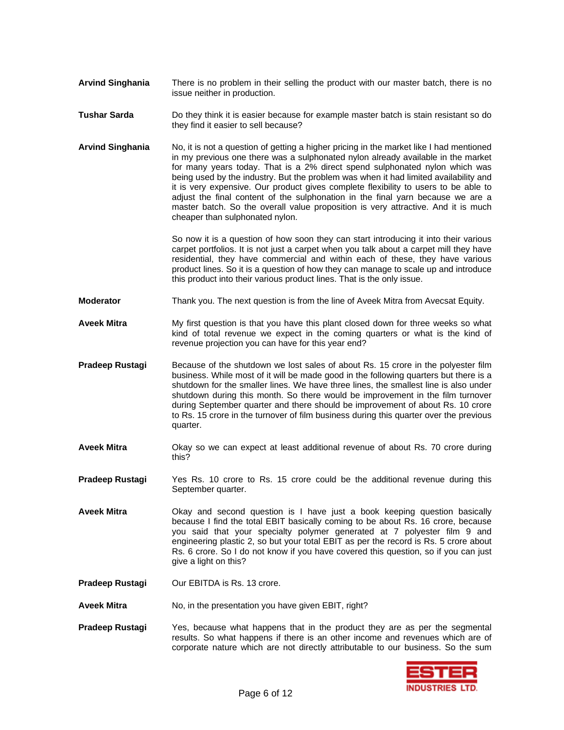**Arvind Singhania** There is no problem in their selling the product with our master batch, there is no issue neither in production.

**Tushar Sarda** Do they think it is easier because for example master batch is stain resistant so do they find it easier to sell because?

**Arvind Singhania** No, it is not a question of getting a higher pricing in the market like I had mentioned in my previous one there was a sulphonated nylon already available in the market for many years today. That is a 2% direct spend sulphonated nylon which was being used by the industry. But the problem was when it had limited availability and it is very expensive. Our product gives complete flexibility to users to be able to adjust the final content of the sulphonation in the final yarn because we are a master batch. So the overall value proposition is very attractive. And it is much cheaper than sulphonated nylon.

So now it is a question of how soon they can start introducing it into their various carpet portfolios. It is not just a carpet when you talk about a carpet mill they have residential, they have commercial and within each of these, they have various product lines. So it is a question of how they can manage to scale up and introduce this product into their various product lines. That is the only issue.

**Moderator** Thank you. The next question is from the line of Aveek Mitra from Avecsat Equity.

**Aveek Mitra** My first question is that you have this plant closed down for three weeks so what kind of total revenue we expect in the coming quarters or what is the kind of revenue projection you can have for this year end?

**Pradeep Rustagi** Because of the shutdown we lost sales of about Rs. 15 crore in the polyester film business. While most of it will be made good in the following quarters but there is a shutdown for the smaller lines. We have three lines, the smallest line is also under shutdown during this month. So there would be improvement in the film turnover during September quarter and there should be improvement of about Rs. 10 crore to Rs. 15 crore in the turnover of film business during this quarter over the previous quarter.

**Aveek Mitra** Okay so we can expect at least additional revenue of about Rs. 70 crore during this?

**Pradeep Rustagi** Yes Rs. 10 crore to Rs. 15 crore could be the additional revenue during this September quarter.

**Aveek Mitra** Okay and second question is I have just a book keeping question basically because I find the total EBIT basically coming to be about Rs. 16 crore, because you said that your specialty polymer generated at 7 polyester film 9 and engineering plastic 2, so but your total EBIT as per the record is Rs. 5 crore about Rs. 6 crore. So I do not know if you have covered this question, so if you can just give a light on this?

**Pradeep Rustagi** Our EBITDA is Rs. 13 crore.

**Aveek Mitra** No, in the presentation you have given EBIT, right?

**Pradeep Rustagi** Yes, because what happens that in the product they are as per the segmental results. So what happens if there is an other income and revenues which are of corporate nature which are not directly attributable to our business. So the sum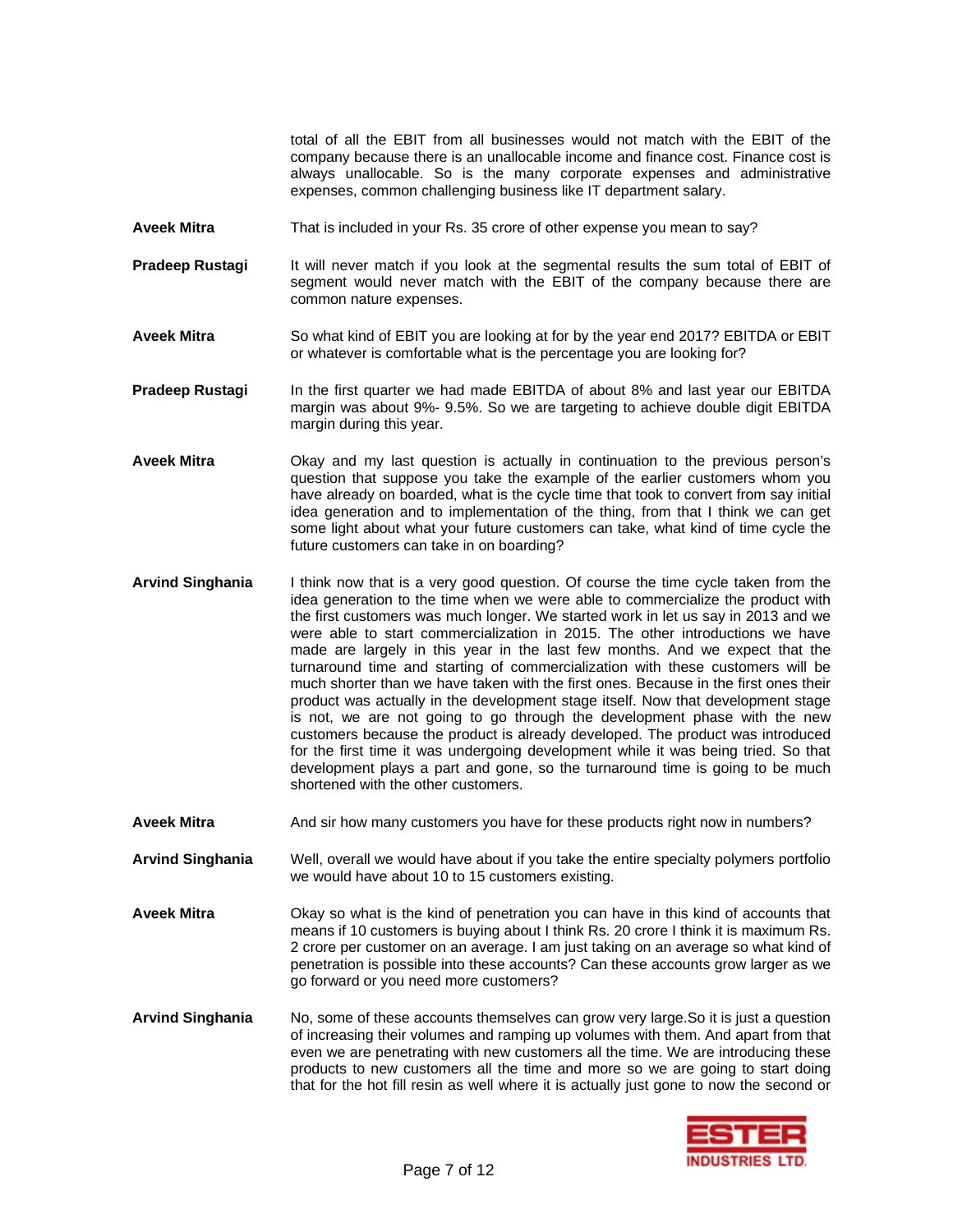total of all the EBIT from all businesses would not match with the EBIT of the company because there is an unallocable income and finance cost. Finance cost is always unallocable. So is the many corporate expenses and administrative expenses, common challenging business like IT department salary.

**Aveek Mitra** That is included in your Rs. 35 crore of other expense you mean to say?

**Pradeep Rustagi** It will never match if you look at the segmental results the sum total of EBIT of segment would never match with the EBIT of the company because there are common nature expenses.

**Aveek Mitra** So what kind of EBIT you are looking at for by the year end 2017? EBITDA or EBIT or whatever is comfortable what is the percentage you are looking for?

**Pradeep Rustagi** In the first quarter we had made EBITDA of about 8% and last year our EBITDA margin was about 9%- 9.5%. So we are targeting to achieve double digit EBITDA margin during this year.

**Aveek Mitra** Okay and my last question is actually in continuation to the previous person's question that suppose you take the example of the earlier customers whom you have already on boarded, what is the cycle time that took to convert from say initial idea generation and to implementation of the thing, from that I think we can get some light about what your future customers can take, what kind of time cycle the future customers can take in on boarding?

**Arvind Singhania** I think now that is a very good question. Of course the time cycle taken from the idea generation to the time when we were able to commercialize the product with the first customers was much longer. We started work in let us say in 2013 and we were able to start commercialization in 2015. The other introductions we have made are largely in this year in the last few months. And we expect that the turnaround time and starting of commercialization with these customers will be much shorter than we have taken with the first ones. Because in the first ones their product was actually in the development stage itself. Now that development stage is not, we are not going to go through the development phase with the new customers because the product is already developed. The product was introduced for the first time it was undergoing development while it was being tried. So that development plays a part and gone, so the turnaround time is going to be much shortened with the other customers.

**Aveek Mitra** And sir how many customers you have for these products right now in numbers?

**Arvind Singhania** Well, overall we would have about if you take the entire specialty polymers portfolio we would have about 10 to 15 customers existing.

**Aveek Mitra** Okay so what is the kind of penetration you can have in this kind of accounts that means if 10 customers is buying about I think Rs. 20 crore I think it is maximum Rs. 2 crore per customer on an average. I am just taking on an average so what kind of penetration is possible into these accounts? Can these accounts grow larger as we go forward or you need more customers?

**Arvind Singhania** No, some of these accounts themselves can grow very large.So it is just a question of increasing their volumes and ramping up volumes with them. And apart from that even we are penetrating with new customers all the time. We are introducing these products to new customers all the time and more so we are going to start doing that for the hot fill resin as well where it is actually just gone to now the second or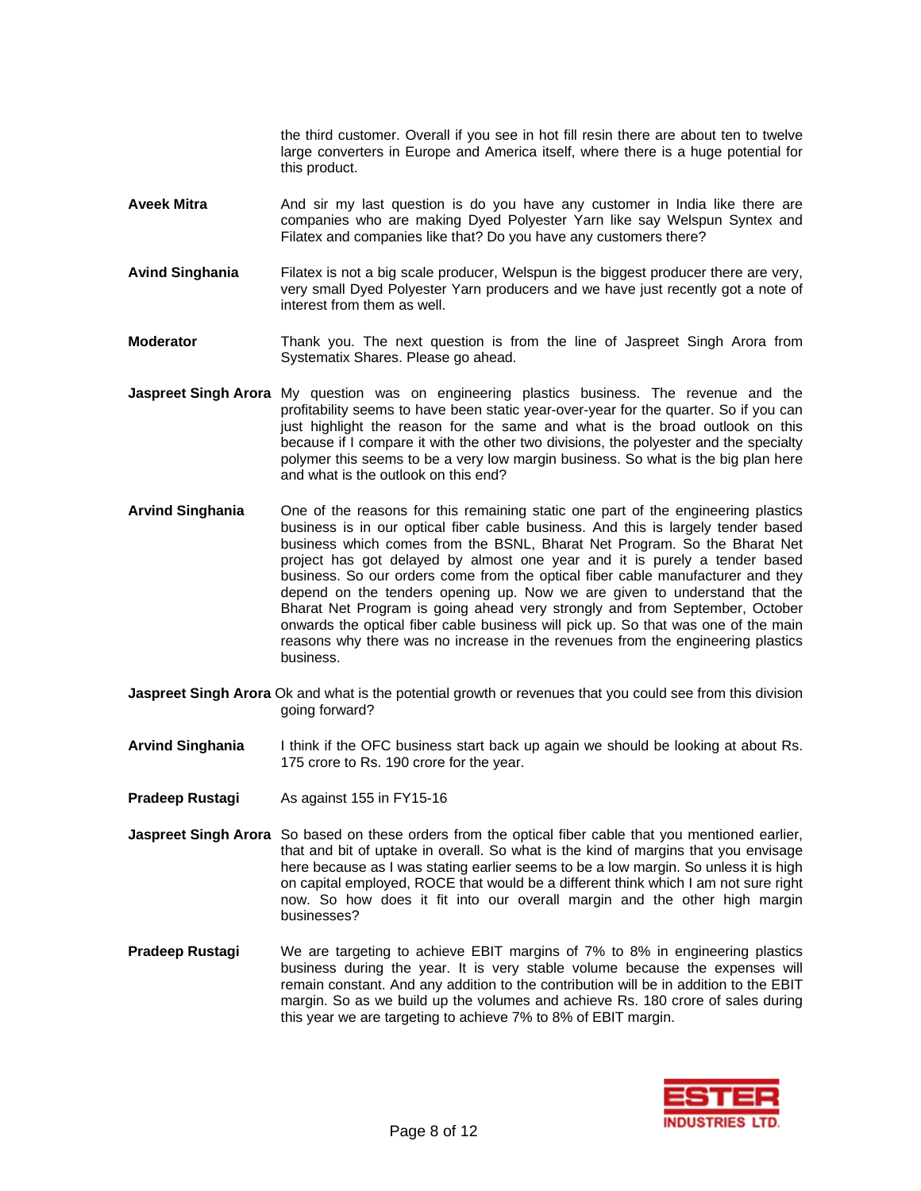the third customer. Overall if you see in hot fill resin there are about ten to twelve large converters in Europe and America itself, where there is a huge potential for this product.

**Aveek Mitra** And sir my last question is do you have any customer in India like there are companies who are making Dyed Polyester Yarn like say Welspun Syntex and Filatex and companies like that? Do you have any customers there?

**Avind Singhania** Filatex is not a big scale producer, Welspun is the biggest producer there are very, very small Dyed Polyester Yarn producers and we have just recently got a note of interest from them as well.

**Moderator** Thank you. The next question is from the line of Jaspreet Singh Arora from Systematix Shares. Please go ahead.

**Jaspreet Singh Arora** My question was on engineering plastics business. The revenue and the profitability seems to have been static year-over-year for the quarter. So if you can just highlight the reason for the same and what is the broad outlook on this because if I compare it with the other two divisions, the polyester and the specialty polymer this seems to be a very low margin business. So what is the big plan here and what is the outlook on this end?

**Arvind Singhania** One of the reasons for this remaining static one part of the engineering plastics business is in our optical fiber cable business. And this is largely tender based business which comes from the BSNL, Bharat Net Program. So the Bharat Net project has got delayed by almost one year and it is purely a tender based business. So our orders come from the optical fiber cable manufacturer and they depend on the tenders opening up. Now we are given to understand that the Bharat Net Program is going ahead very strongly and from September, October onwards the optical fiber cable business will pick up. So that was one of the main reasons why there was no increase in the revenues from the engineering plastics business.

**Jaspreet Singh Arora** Ok and what is the potential growth or revenues that you could see from this division going forward?

**Arvind Singhania** I think if the OFC business start back up again we should be looking at about Rs. 175 crore to Rs. 190 crore for the year.

**Pradeep Rustagi** As against 155 in FY15-16

**Jaspreet Singh Arora** So based on these orders from the optical fiber cable that you mentioned earlier, that and bit of uptake in overall. So what is the kind of margins that you envisage here because as I was stating earlier seems to be a low margin. So unless it is high on capital employed, ROCE that would be a different think which I am not sure right now. So how does it fit into our overall margin and the other high margin businesses?

**Pradeep Rustagi** We are targeting to achieve EBIT margins of 7% to 8% in engineering plastics business during the year. It is very stable volume because the expenses will remain constant. And any addition to the contribution will be in addition to the EBIT margin. So as we build up the volumes and achieve Rs. 180 crore of sales during this year we are targeting to achieve 7% to 8% of EBIT margin.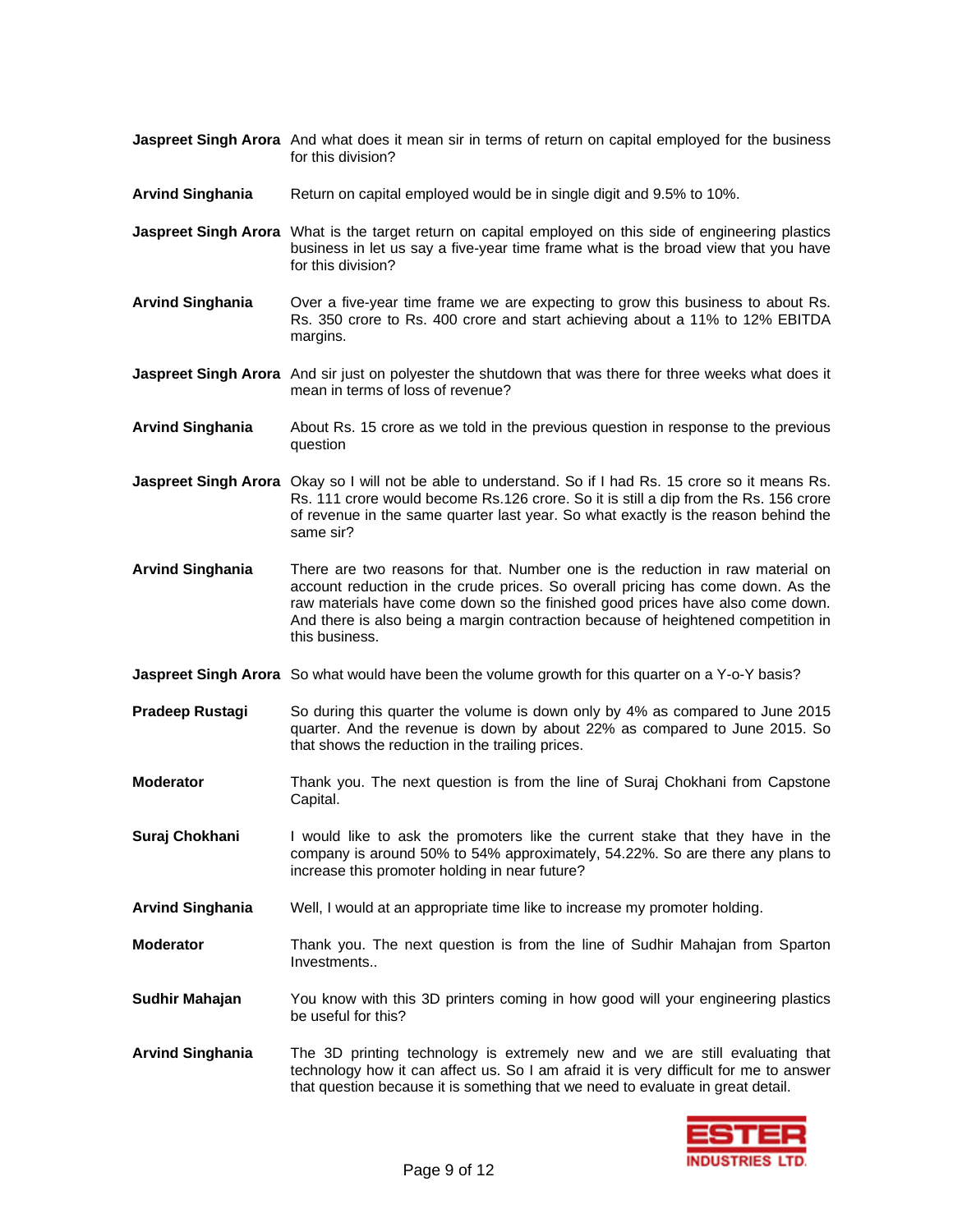**Jaspreet Singh Arora** And what does it mean sir in terms of return on capital employed for the business for this division?

**Arvind Singhania** Return on capital employed would be in single digit and 9.5% to 10%.

**Jaspreet Singh Arora** What is the target return on capital employed on this side of engineering plastics business in let us say a five-year time frame what is the broad view that you have for this division?

**Arvind Singhania** Over a five-year time frame we are expecting to grow this business to about Rs. Rs. 350 crore to Rs. 400 crore and start achieving about a 11% to 12% EBITDA margins.

**Jaspreet Singh Arora** And sir just on polyester the shutdown that was there for three weeks what does it mean in terms of loss of revenue?

**Arvind Singhania** About Rs. 15 crore as we told in the previous question in response to the previous question

**Jaspreet Singh Arora** Okay so I will not be able to understand. So if I had Rs. 15 crore so it means Rs. Rs. 111 crore would become Rs.126 crore. So it is still a dip from the Rs. 156 crore of revenue in the same quarter last year. So what exactly is the reason behind the same sir?

**Arvind Singhania** There are two reasons for that. Number one is the reduction in raw material on account reduction in the crude prices. So overall pricing has come down. As the raw materials have come down so the finished good prices have also come down. And there is also being a margin contraction because of heightened competition in this business.

**Jaspreet Singh Arora** So what would have been the volume growth for this quarter on a Y-o-Y basis?

**Pradeep Rustagi** So during this quarter the volume is down only by 4% as compared to June 2015 quarter. And the revenue is down by about 22% as compared to June 2015. So that shows the reduction in the trailing prices.

**Moderator** Thank you. The next question is from the line of Suraj Chokhani from Capstone Capital.

**Suraj Chokhani** I would like to ask the promoters like the current stake that they have in the company is around 50% to 54% approximately, 54.22%. So are there any plans to increase this promoter holding in near future?

**Arvind Singhania** Well, I would at an appropriate time like to increase my promoter holding.

**Moderator** Thank you. The next question is from the line of Sudhir Mahajan from Sparton Investments..

**Sudhir Mahajan** You know with this 3D printers coming in how good will your engineering plastics be useful for this?

**Arvind Singhania** The 3D printing technology is extremely new and we are still evaluating that technology how it can affect us. So I am afraid it is very difficult for me to answer that question because it is something that we need to evaluate in great detail.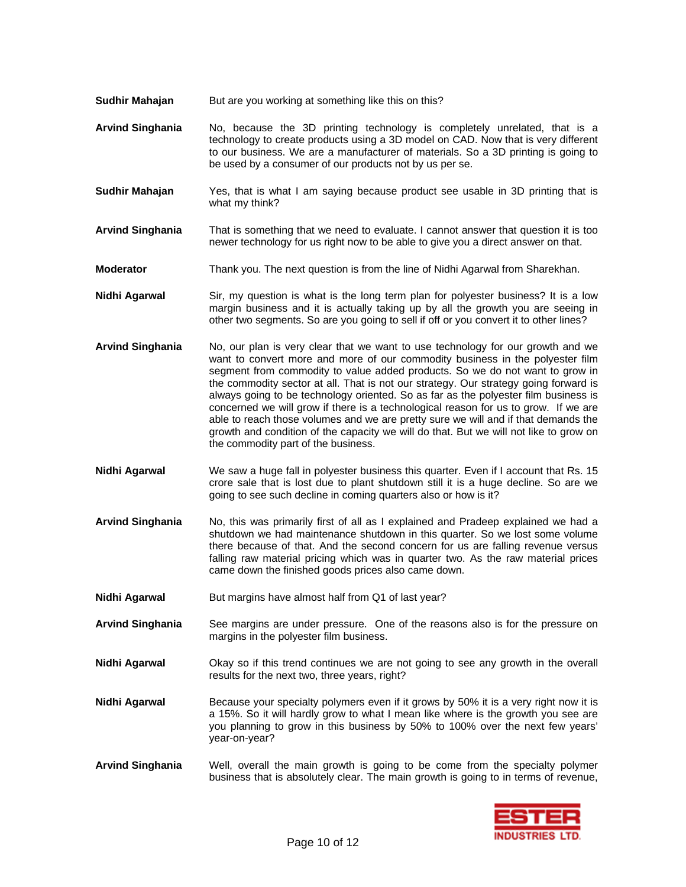**Sudhir Mahajan** But are you working at something like this on this?

**Arvind Singhania** No, because the 3D printing technology is completely unrelated, that is a technology to create products using a 3D model on CAD. Now that is very different to our business. We are a manufacturer of materials. So a 3D printing is going to be used by a consumer of our products not by us per se.

**Sudhir Mahajan** Yes, that is what I am saying because product see usable in 3D printing that is what my think?

**Arvind Singhania** That is something that we need to evaluate. I cannot answer that question it is too newer technology for us right now to be able to give you a direct answer on that.

**Moderator** Thank you. The next question is from the line of Nidhi Agarwal from Sharekhan.

**Nidhi Agarwal** Sir, my question is what is the long term plan for polyester business? It is a low margin business and it is actually taking up by all the growth you are seeing in other two segments. So are you going to sell if off or you convert it to other lines?

**Arvind Singhania** No, our plan is very clear that we want to use technology for our growth and we want to convert more and more of our commodity business in the polyester film segment from commodity to value added products. So we do not want to grow in the commodity sector at all. That is not our strategy. Our strategy going forward is always going to be technology oriented. So as far as the polyester film business is concerned we will grow if there is a technological reason for us to grow. If we are able to reach those volumes and we are pretty sure we will and if that demands the growth and condition of the capacity we will do that. But we will not like to grow on the commodity part of the business.

**Nidhi Agarwal** We saw a huge fall in polyester business this quarter. Even if I account that Rs. 15 crore sale that is lost due to plant shutdown still it is a huge decline. So are we going to see such decline in coming quarters also or how is it?

**Arvind Singhania** No, this was primarily first of all as I explained and Pradeep explained we had a shutdown we had maintenance shutdown in this quarter. So we lost some volume there because of that. And the second concern for us are falling revenue versus falling raw material pricing which was in quarter two. As the raw material prices came down the finished goods prices also came down.

**Nidhi Agarwal** But margins have almost half from Q1 of last year?

**Arvind Singhania** See margins are under pressure. One of the reasons also is for the pressure on margins in the polyester film business.

**Nidhi Agarwal** Okay so if this trend continues we are not going to see any growth in the overall results for the next two, three years, right?

**Nidhi Agarwal** Because your specialty polymers even if it grows by 50% it is a very right now it is a 15%. So it will hardly grow to what I mean like where is the growth you see are you planning to grow in this business by 50% to 100% over the next few years' year-on-year?

**Arvind Singhania** Well, overall the main growth is going to be come from the specialty polymer business that is absolutely clear. The main growth is going to in terms of revenue,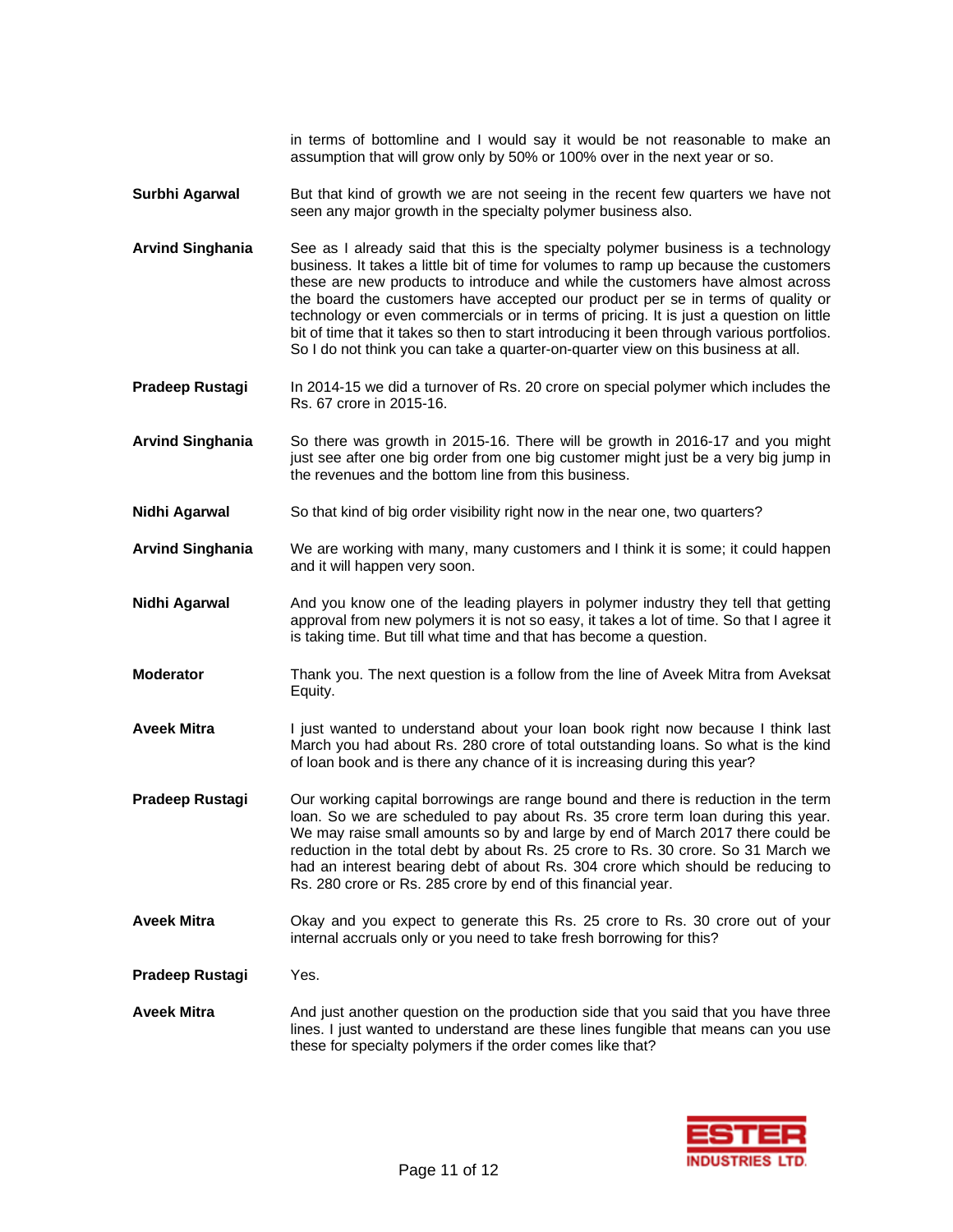in terms of bottomline and I would say it would be not reasonable to make an assumption that will grow only by 50% or 100% over in the next year or so.

**Surbhi Agarwal** But that kind of growth we are not seeing in the recent few quarters we have not seen any major growth in the specialty polymer business also.

**Arvind Singhania** See as I already said that this is the specialty polymer business is a technology business. It takes a little bit of time for volumes to ramp up because the customers these are new products to introduce and while the customers have almost across the board the customers have accepted our product per se in terms of quality or technology or even commercials or in terms of pricing. It is just a question on little bit of time that it takes so then to start introducing it been through various portfolios. So I do not think you can take a quarter-on-quarter view on this business at all.

**Pradeep Rustagi** In 2014-15 we did a turnover of Rs. 20 crore on special polymer which includes the Rs. 67 crore in 2015-16.

**Arvind Singhania** So there was growth in 2015-16. There will be growth in 2016-17 and you might just see after one big order from one big customer might just be a very big jump in the revenues and the bottom line from this business.

**Nidhi Agarwal** So that kind of big order visibility right now in the near one, two quarters?

**Arvind Singhania** We are working with many, many customers and I think it is some; it could happen and it will happen very soon.

**Nidhi Agarwal** And you know one of the leading players in polymer industry they tell that getting approval from new polymers it is not so easy, it takes a lot of time. So that I agree it is taking time. But till what time and that has become a question.

**Moderator** Thank you. The next question is a follow from the line of Aveek Mitra from Aveksat Equity.

**Aveek Mitra** I just wanted to understand about your loan book right now because I think last March you had about Rs. 280 crore of total outstanding loans. So what is the kind of loan book and is there any chance of it is increasing during this year?

**Pradeep Rustagi** Our working capital borrowings are range bound and there is reduction in the term loan. So we are scheduled to pay about Rs. 35 crore term loan during this year. We may raise small amounts so by and large by end of March 2017 there could be reduction in the total debt by about Rs. 25 crore to Rs. 30 crore. So 31 March we had an interest bearing debt of about Rs. 304 crore which should be reducing to Rs. 280 crore or Rs. 285 crore by end of this financial year.

**Aveek Mitra** Okay and you expect to generate this Rs. 25 crore to Rs. 30 crore out of your internal accruals only or you need to take fresh borrowing for this?

**Pradeep Rustagi** Yes.

**Aveek Mitra** And just another question on the production side that you said that you have three lines. I just wanted to understand are these lines fungible that means can you use these for specialty polymers if the order comes like that?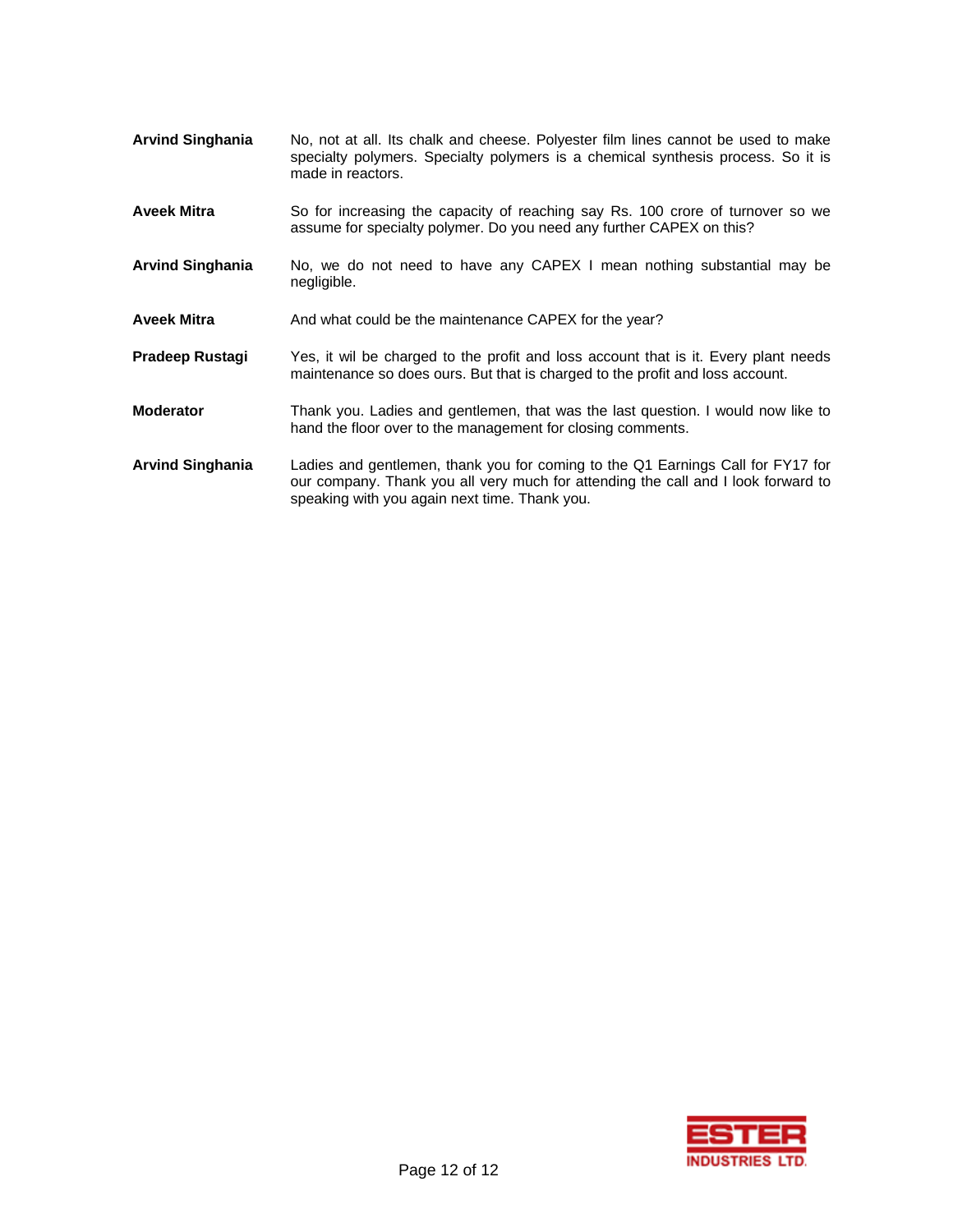**Arvind Singhania** No, not at all. Its chalk and cheese. Polyester film lines cannot be used to make specialty polymers. Specialty polymers is a chemical synthesis process. So it is made in reactors.

**Aveek Mitra** So for increasing the capacity of reaching say Rs. 100 crore of turnover so we assume for specialty polymer. Do you need any further CAPEX on this?

**Arvind Singhania** No, we do not need to have any CAPEX I mean nothing substantial may be negligible.

**Aveek Mitra** And what could be the maintenance CAPEX for the year?

**Pradeep Rustagi** Yes, it wil be charged to the profit and loss account that is it. Every plant needs maintenance so does ours. But that is charged to the profit and loss account.

**Moderator** Thank you. Ladies and gentlemen, that was the last question. I would now like to hand the floor over to the management for closing comments.

**Arvind Singhania** Ladies and gentlemen, thank you for coming to the Q1 Earnings Call for FY17 for our company. Thank you all very much for attending the call and I look forward to speaking with you again next time. Thank you.